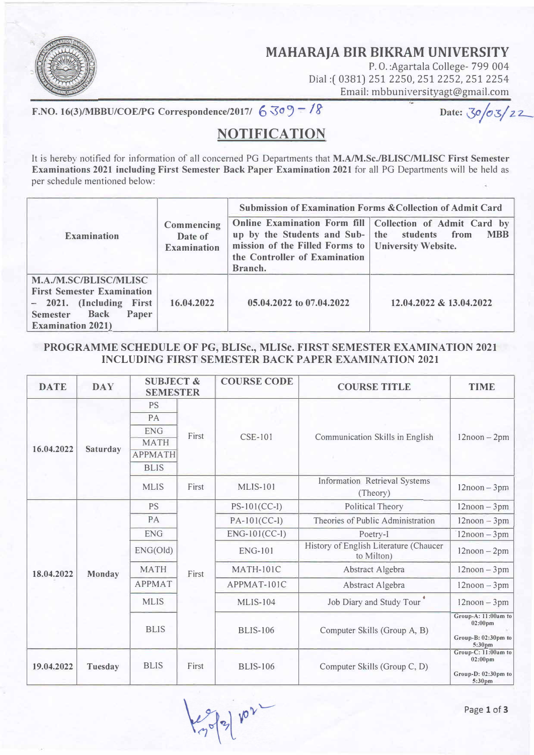# MAHARAJA BIR BIKRAM UNIVERSITY

P. O.:Agartala College- 799 004
Dial :( 0381) 251 2250, 251 2252, 251 2254
Email: mbbuniversityagt@gmail.com

**F.NO. 16(3)/MBBU/COE/PG Correspondence/2017/ 6309 – 18** **Date: 30/03/22**

## NOTIFICATION

It is hereby notified for information of all concerned PG Departments that **M.A/M.Sc./BLISC/MLISC First Semester Examinations 2021 including First Semester Back Paper Examination 2021** for all PG Departments will be held as per schedule mentioned below:

| Examination | Commencing Date of Examination | Submission of Examination Forms & Collection of Admit Card | |
|---|---|---|---|
| | | Online Examination Form fill up by the Students and Sub-mission of the Filled Forms to the Controller of Examination Branch. | Collection of Admit Card by the students from MBB University Website. |
| **M.A./M.SC/BLISC/MLISC First Semester Examination – 2021. (Including First Semester Back Paper Examination 2021)** | **16.04.2022** | **05.04.2022 to 07.04.2022** | **12.04.2022 & 13.04.2022** |

### PROGRAMME SCHEDULE OF PG, BLISc., MLISc. FIRST SEMESTER EXAMINATION 2021 INCLUDING FIRST SEMESTER BACK PAPER EXAMINATION 2021

| DATE | DAY | SUBJECT & SEMESTER | | COURSE CODE | COURSE TITLE | TIME |
|---|---|---|---|---|---|---|
| 16.04.2022 | Saturday | PS, PA, ENG, MATH, APPMATH, BLIS | First | CSE-101 | Communication Skills in English | 12noon – 2pm |
| | | MLIS | First | MLIS-101 | Information Retrieval Systems (Theory) | 12noon – 3pm |
| 18.04.2022 | Monday | PS | First | PS-101(CC-I) | Political Theory | 12noon – 3pm |
| | | PA | First | PA-101(CC-I) | Theories of Public Administration | 12noon – 3pm |
| | | ENG | First | ENG-101(CC-I) | Poetry-I | 12noon – 3pm |
| | | ENG(Old) | First | ENG-101 | History of English Literature (Chaucer to Milton) | 12noon – 2pm |
| | | MATH | First | MATH-101C | Abstract Algebra | 12noon – 3pm |
| | | APPMAT | First | APPMAT-101C | Abstract Algebra | 12noon – 3pm |
| | | MLIS | First | MLIS-104 | Job Diary and Study Tour | 12noon – 3pm |
| | | BLIS | First | BLIS-106 | Computer Skills (Group A, B) | Group-A: 11:00am to 02:00pm<br>Group-B: 02:30pm to 5:30pm |
| 19.04.2022 | Tuesday | BLIS | First | BLIS-106 | Computer Skills (Group C, D) | Group-C: 11:00am to 02:00pm<br>Group-D: 02:30pm to 5:30pm |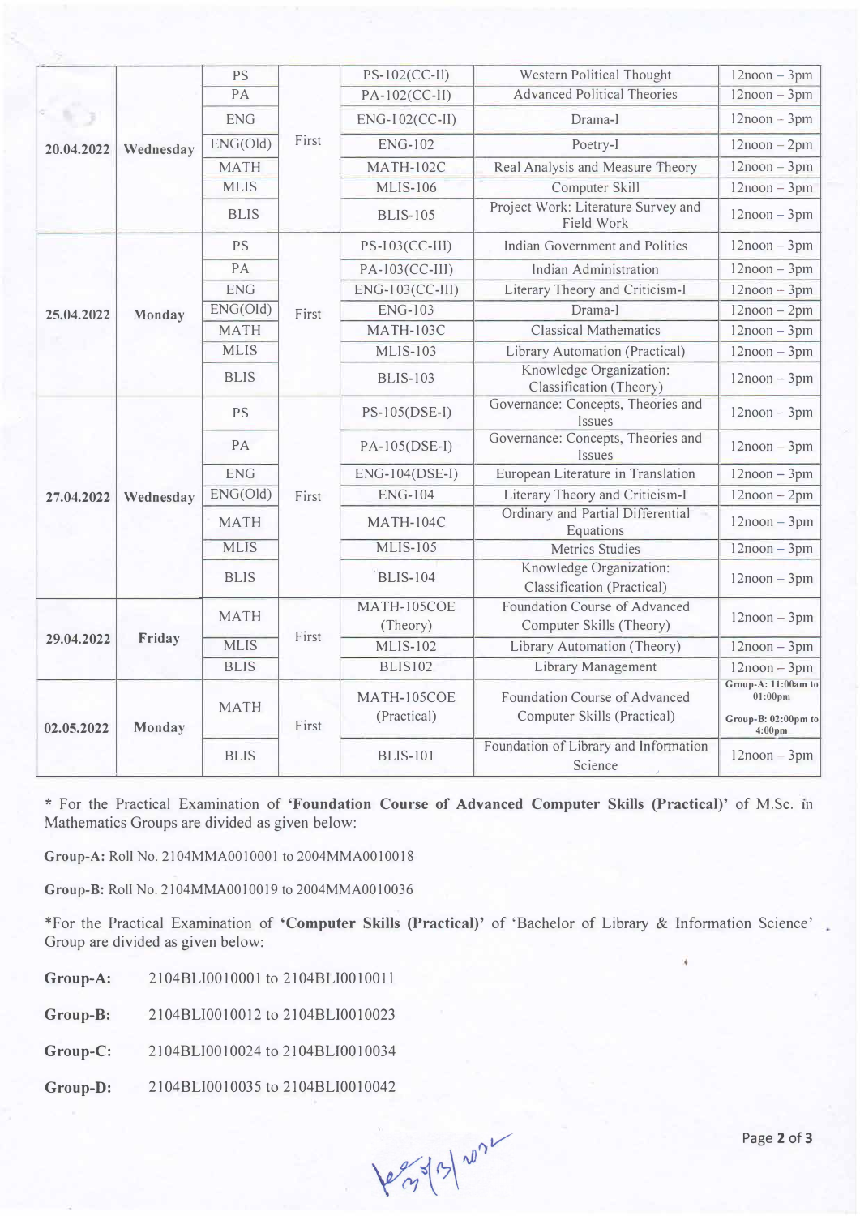| | | | | | | |
|---|---|---|---|---|---|---|
| 20.04.2022 | Wednesday | PS | First | PS-102(CC-II) | Western Political Thought | 12noon – 3pm |
| | | PA | | PA-102(CC-II) | Advanced Political Theories | 12noon – 3pm |
| | | ENG | | ENG-102(CC-II) | Drama-I | 12noon – 3pm |
| | | ENG(Old) | | ENG-102 | Poetry-I | 12noon – 2pm |
| | | MATH | | MATH-102C | Real Analysis and Measure Theory | 12noon – 3pm |
| | | MLIS | | MLIS-106 | Computer Skill | 12noon – 3pm |
| | | BLIS | | BLIS-105 | Project Work: Literature Survey and Field Work | 12noon – 3pm |
| 25.04.2022 | Monday | PS | First | PS-103(CC-III) | Indian Government and Politics | 12noon – 3pm |
| | | PA | | PA-103(CC-III) | Indian Administration | 12noon – 3pm |
| | | ENG | | ENG-103(CC-III) | Literary Theory and Criticism-I | 12noon – 3pm |
| | | ENG(Old) | | ENG-103 | Drama-I | 12noon – 2pm |
| | | MATH | | MATH-103C | Classical Mathematics | 12noon – 3pm |
| | | MLIS | | MLIS-103 | Library Automation (Practical) | 12noon – 3pm |
| | | BLIS | | BLIS-103 | Knowledge Organization: Classification (Theory) | 12noon – 3pm |
| 27.04.2022 | Wednesday | PS | First | PS-105(DSE-I) | Governance: Concepts, Theories and Issues | 12noon – 3pm |
| | | PA | | PA-105(DSE-I) | Governance: Concepts, Theories and Issues | 12noon – 3pm |
| | | ENG | | ENG-104(DSE-I) | European Literature in Translation | 12noon – 3pm |
| | | ENG(Old) | | ENG-104 | Literary Theory and Criticism-I | 12noon – 2pm |
| | | MATH | | MATH-104C | Ordinary and Partial Differential Equations | 12noon – 3pm |
| | | MLIS | | MLIS-105 | Metrics Studies | 12noon – 3pm |
| | | BLIS | | BLIS-104 | Knowledge Organization: Classification (Practical) | 12noon – 3pm |
| 29.04.2022 | Friday | MATH | First | MATH-105COE (Theory) | Foundation Course of Advanced Computer Skills (Theory) | 12noon – 3pm |
| | | MLIS | | MLIS-102 | Library Automation (Theory) | 12noon – 3pm |
| | | BLIS | | BLIS102 | Library Management | 12noon – 3pm |
| 02.05.2022 | Monday | MATH | First | MATH-105COE (Practical) | Foundation Course of Advanced Computer Skills (Practical) | Group-A: 11:00am to 01:00pm<br>Group-B: 02:00pm to 4:00pm |
| | | BLIS | | BLIS-101 | Foundation of Library and Information Science | 12noon – 3pm |

* For the Practical Examination of **'Foundation Course of Advanced Computer Skills (Practical)'** of M.Sc. in Mathematics Groups are divided as given below:

**Group-A:** Roll No. 2104MMA0010001 to 2004MMA0010018

**Group-B:** Roll No. 2104MMA0010019 to 2004MMA0010036

*For the Practical Examination of **'Computer Skills (Practical)'** of 'Bachelor of Library & Information Science' Group are divided as given below:

**Group-A:** 2104BLI0010001 to 2104BLI0010011

**Group-B:** 2104BLI0010012 to 2104BLI0010023

**Group-C:** 2104BLI0010024 to 2104BLI0010034

**Group-D:** 2104BLI0010035 to 2104BLI0010042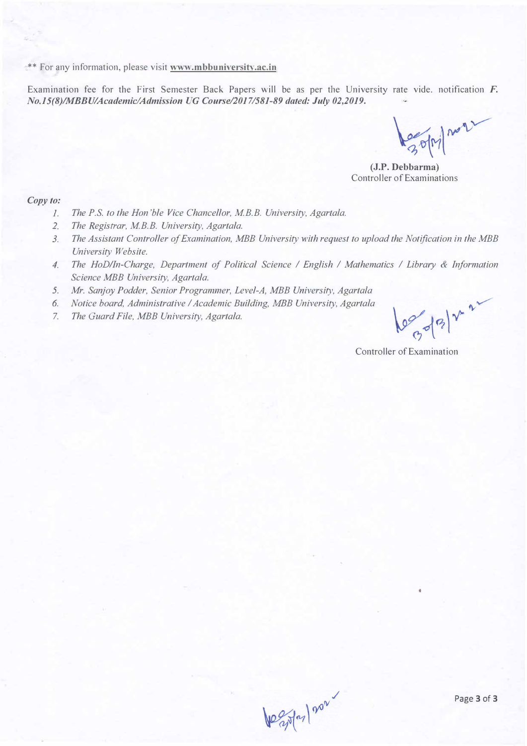** For any information, please visit **www.mbbuniversity.ac.in**

Examination fee for the First Semester Back Papers will be as per the University rate vide. notification ***F. No.15(8)/MBBU/Academic/Admission UG Course/2017/581-89 dated: July 02,2019.***

**(J.P. Debbarma)**
Controller of Examinations

***Copy to:***

1. *The P.S. to the Hon'ble Vice Chancellor, M.B.B. University, Agartala.*
2. *The Registrar, M.B.B. University, Agartala.*
3. *The Assistant Controller of Examination, MBB University with request to upload the Notification in the MBB University Website.*
4. *The HoD/In-Charge, Department of Political Science / English / Mathematics / Library & Information Science MBB University, Agartala.*
5. *Mr. Sanjoy Podder, Senior Programmer, Level-A, MBB University, Agartala*
6. *Notice board, Administrative / Academic Building, MBB University, Agartala*
7. *The Guard File, MBB University, Agartala.*

Controller of Examination